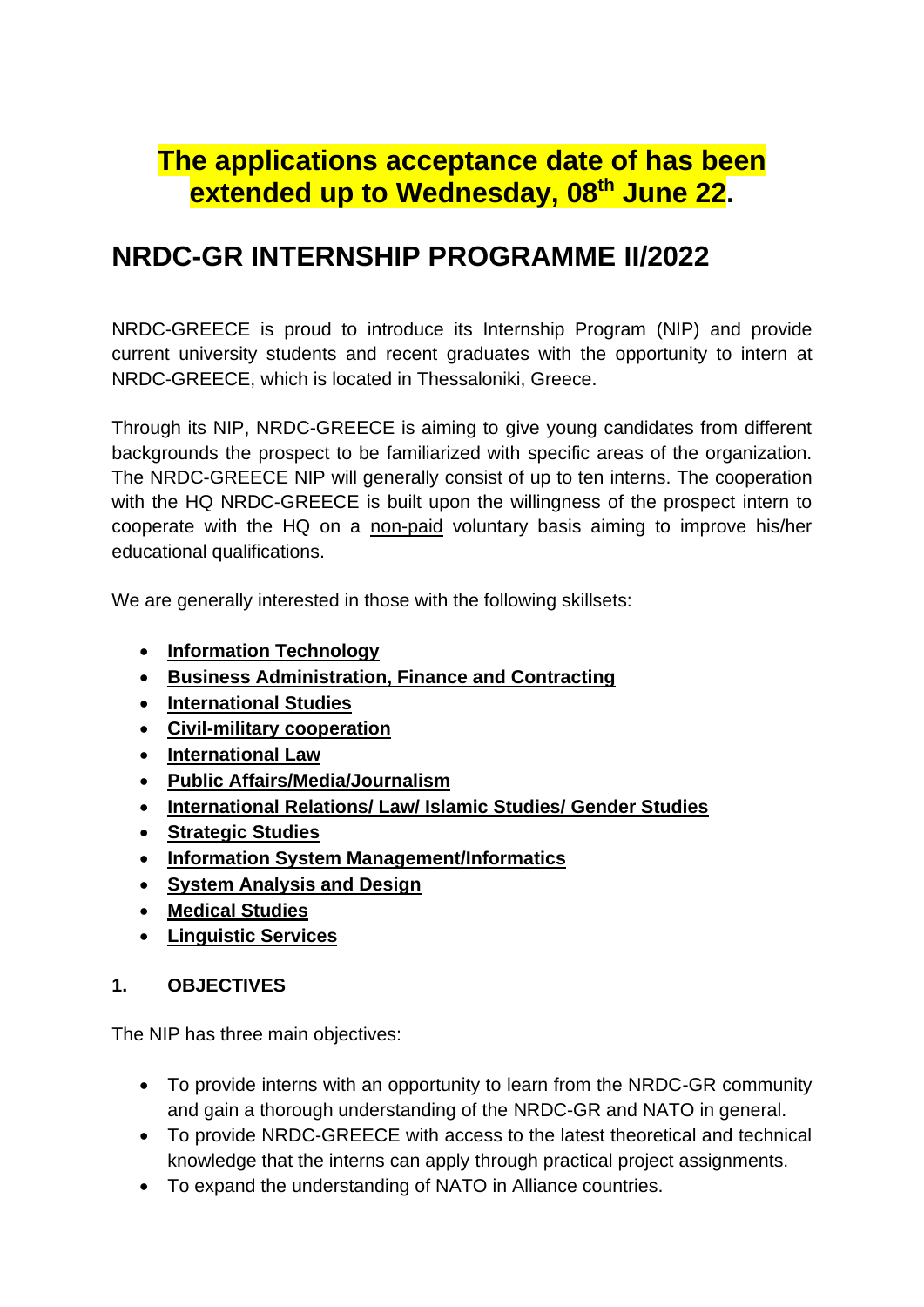# The applications acceptance date of has been extended up to Wednesday, 08th June 22.

# NRDC-GR INTERNSHIP PROGRAMME II/2022

NRDC-GREECE is proud to introduce its Internship Program (NIP) and provide current university students and recent graduates with the opportunity to intern at NRDC-GREECE, which is located in Thessaloniki, Greece.

Through its NIP, NRDC-GREECE is aiming to give young candidates from different backgrounds the prospect to be familiarized with specific areas of the organization. The NRDC-GREECE NIP will generally consist of up to ten interns. The cooperation with the HQ NRDC-GREECE is built upon the willingness of the prospect intern to cooperate with the HQ on a non-paid voluntary basis aiming to improve his/her educational qualifications.

We are generally interested in those with the following skillsets:

- **Information Technology**
- **Business Administration, Finance and Contracting**
- **International Studies**
- **Civil-military cooperation**
- **International Law**
- **Public Affairs/Media/Journalism**
- **International Relations/ Law/ Islamic Studies/ Gender Studies**
- **Strategic Studies**
- **Information System Management/Informatics**
- **System Analysis and Design**
- **Medical Studies**
- **Linguistic Services**

## 1. OBJECTIVES

The NIP has three main objectives:

- To provide interns with an opportunity to learn from the NRDC-GR community and gain a thorough understanding of the NRDC-GR and NATO in general.
- To provide NRDC-GREECE with access to the latest theoretical and technical knowledge that the interns can apply through practical project assignments.
- To expand the understanding of NATO in Alliance countries.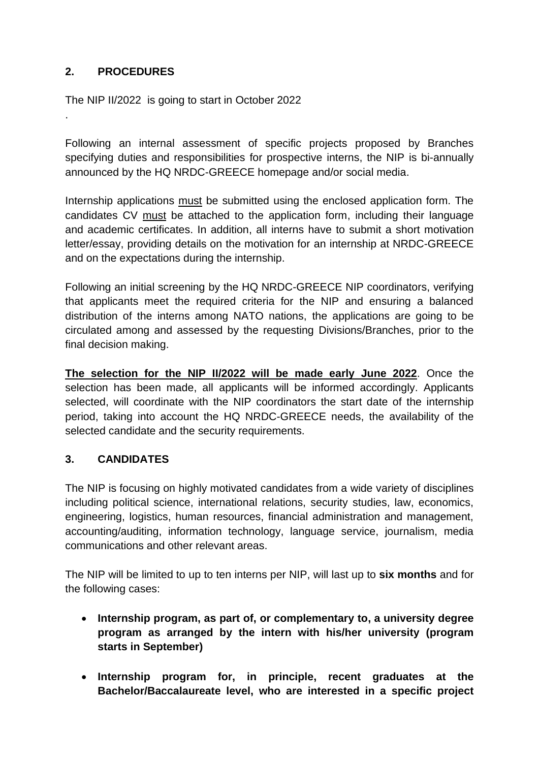## 2. PROCEDURES

The NIP II/2022 is going to start in October 2022

.

Following an internal assessment of specific projects proposed by Branches specifying duties and responsibilities for prospective interns, the NIP is bi-annually announced by the HQ NRDC-GREECE homepage and/or social media.

Internship applications must be submitted using the enclosed application form. The candidates CV must be attached to the application form, including their language and academic certificates. In addition, all interns have to submit a short motivation letter/essay, providing details on the motivation for an internship at NRDC-GREECE and on the expectations during the internship.

Following an initial screening by the HQ NRDC-GREECE NIP coordinators, verifying that applicants meet the required criteria for the NIP and ensuring a balanced distribution of the interns among NATO nations, the applications are going to be circulated among and assessed by the requesting Divisions/Branches, prior to the final decision making.

**The selection for the NIP II/2022 will be made early June 2022**. Once the selection has been made, all applicants will be informed accordingly. Applicants selected, will coordinate with the NIP coordinators the start date of the internship period, taking into account the HQ NRDC-GREECE needs, the availability of the selected candidate and the security requirements.

## 3. CANDIDATES

The NIP is focusing on highly motivated candidates from a wide variety of disciplines including political science, international relations, security studies, law, economics, engineering, logistics, human resources, financial administration and management, accounting/auditing, information technology, language service, journalism, media communications and other relevant areas.

The NIP will be limited to up to ten interns per NIP, will last up to **six months** and for the following cases:

- **Internship program, as part of, or complementary to, a university degree program as arranged by the intern with his/her university (program starts in September)**

- **Internship program for, in principle, recent graduates at the Bachelor/Baccalaureate level, who are interested in a specific project**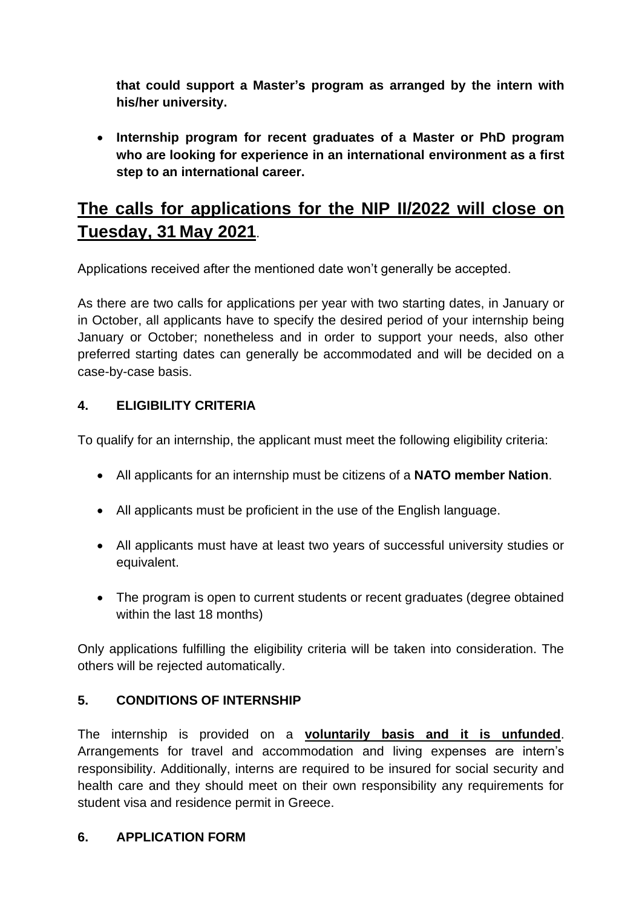**that could support a Master's program as arranged by the intern with his/her university.**

- **Internship program for recent graduates of a Master or PhD program who are looking for experience in an international environment as a first step to an international career.**

## <u>The calls for applications for the NIP II/2022 will close on Tuesday, 31 May 2021</u>.

Applications received after the mentioned date won't generally be accepted.

As there are two calls for applications per year with two starting dates, in January or in October, all applicants have to specify the desired period of your internship being January or October; nonetheless and in order to support your needs, also other preferred starting dates can generally be accommodated and will be decided on a case-by-case basis.

### 4. ELIGIBILITY CRITERIA

To qualify for an internship, the applicant must meet the following eligibility criteria:

- All applicants for an internship must be citizens of a **NATO member Nation**.
- All applicants must be proficient in the use of the English language.
- All applicants must have at least two years of successful university studies or equivalent.
- The program is open to current students or recent graduates (degree obtained within the last 18 months)

Only applications fulfilling the eligibility criteria will be taken into consideration. The others will be rejected automatically.

### 5. CONDITIONS OF INTERNSHIP

The internship is provided on a **<u>voluntarily basis and it is unfunded</u>**. Arrangements for travel and accommodation and living expenses are intern's responsibility. Additionally, interns are required to be insured for social security and health care and they should meet on their own responsibility any requirements for student visa and residence permit in Greece.

### 6. APPLICATION FORM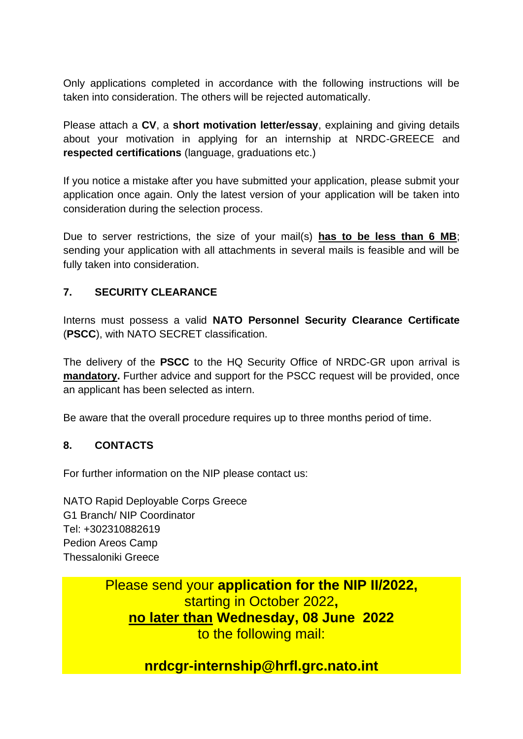Only applications completed in accordance with the following instructions will be taken into consideration. The others will be rejected automatically.

Please attach a **CV**, a **short motivation letter/essay**, explaining and giving details about your motivation in applying for an internship at NRDC-GREECE and **respected certifications** (language, graduations etc.)

If you notice a mistake after you have submitted your application, please submit your application once again. Only the latest version of your application will be taken into consideration during the selection process.

Due to server restrictions, the size of your mail(s) **<u>has to be less than 6 MB</u>**; sending your application with all attachments in several mails is feasible and will be fully taken into consideration.

## 7. SECURITY CLEARANCE

Interns must possess a valid **NATO Personnel Security Clearance Certificate** (**PSCC**), with NATO SECRET classification.

The delivery of the **PSCC** to the HQ Security Office of NRDC-GR upon arrival is **<u>mandatory</u>.** Further advice and support for the PSCC request will be provided, once an applicant has been selected as intern.

Be aware that the overall procedure requires up to three months period of time.

## 8. CONTACTS

For further information on the NIP please contact us:

NATO Rapid Deployable Corps Greece
G1 Branch/ NIP Coordinator
Tel: +302310882619
Pedion Areos Camp
Thessaloniki Greece

Please send your **application for the NIP II/2022,**
starting in October 2022**,**
**<u>no later than</u> Wednesday, 08 June 2022**
to the following mail:

**nrdcgr-internship@hrfl.grc.nato.int**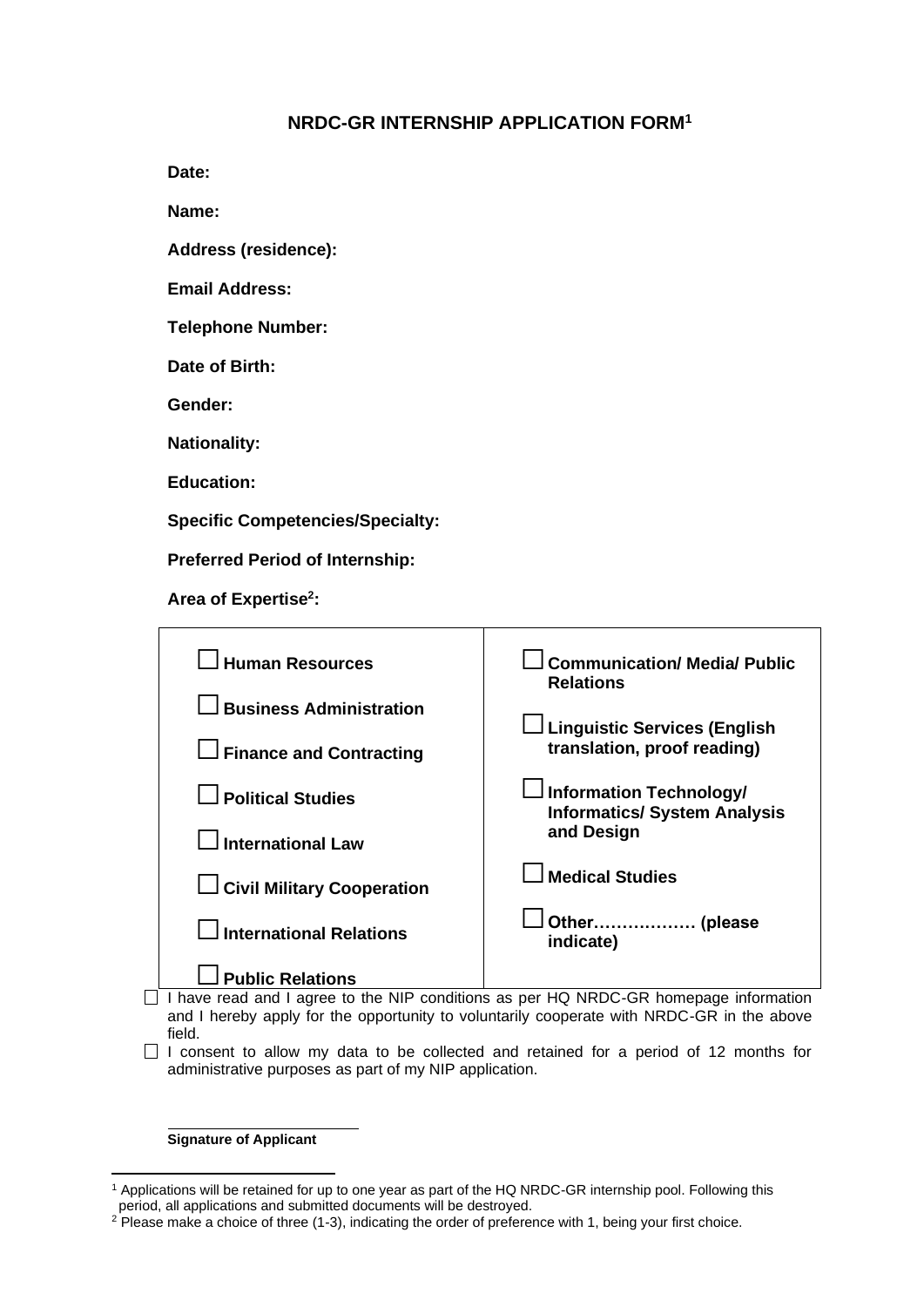# NRDC-GR INTERNSHIP APPLICATION FORM[1]

**Date:**

**Name:**

**Address (residence):**

**Email Address:**

**Telephone Number:**

**Date of Birth:**

**Gender:**

**Nationality:**

**Education:**

**Specific Competencies/Specialty:**

**Preferred Period of Internship:**

**Area of Expertise[2]:**

| | |
|---|---|
| ☐ **Human Resources** | ☐ **Communication/ Media/ Public Relations** |
| ☐ **Business Administration** | ☐ **Linguistic Services (English translation, proof reading)** |
| ☐ **Finance and Contracting** | ☐ **Information Technology/ Informatics/ System Analysis and Design** |
| ☐ **Political Studies** | ☐ **Medical Studies** |
| ☐ **International Law** | ☐ **Other……………… (please indicate)** |
| ☐ **Civil Military Cooperation** | |
| ☐ **International Relations** | |
| ☐ **Public Relations** | |

☐ I have read and I agree to the NIP conditions as per HQ NRDC-GR homepage information and I hereby apply for the opportunity to voluntarily cooperate with NRDC-GR in the above field.

☐ I consent to allow my data to be collected and retained for a period of 12 months for administrative purposes as part of my NIP application.

\_\_\_\_\_\_\_\_\_\_\_\_\_\_\_\_\_\_\_\_\_\_\_\_

**Signature of Applicant**

---

[1] Applications will be retained for up to one year as part of the HQ NRDC-GR internship pool. Following this period, all applications and submitted documents will be destroyed.

[2] Please make a choice of three (1-3), indicating the order of preference with 1, being your first choice.